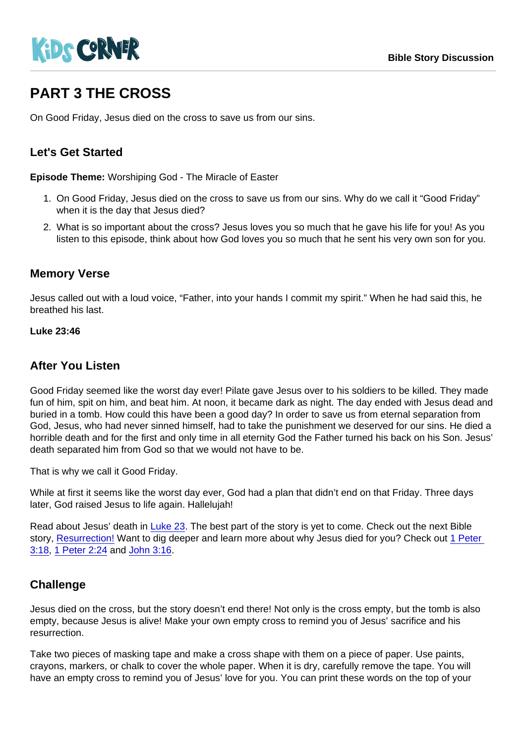# PART 3 THE CROSS

On Good Friday, Jesus died on the cross to save us from our sins.

## Let's Get Started

**Episode Theme:** Worshiping God - The Miracle of Easter

1. On Good Friday, Jesus died on the cross to save us from our sins. Why do we call it "Good Friday" when it is the day that Jesus died?
2. What is so important about the cross? Jesus loves you so much that he gave his life for you! As you listen to this episode, think about how God loves you so much that he sent his very own son for you.

## Memory Verse

Jesus called out with a loud voice, "Father, into your hands I commit my spirit." When he had said this, he breathed his last.

**Luke 23:46**

## After You Listen

Good Friday seemed like the worst day ever! Pilate gave Jesus over to his soldiers to be killed. They made fun of him, spit on him, and beat him. At noon, it became dark as night. The day ended with Jesus dead and buried in a tomb. How could this have been a good day? In order to save us from eternal separation from God, Jesus, who had never sinned himself, had to take the punishment we deserved for our sins. He died a horrible death and for the first and only time in all eternity God the Father turned his back on his Son. Jesus' death separated him from God so that we would not have to be.

That is why we call it Good Friday.

While at first it seems like the worst day ever, God had a plan that didn't end on that Friday. Three days later, God raised Jesus to life again. Hallelujah!

Read about Jesus' death in Luke 23. The best part of the story is yet to come. Check out the next Bible story, Resurrection! Want to dig deeper and learn more about why Jesus died for you? Check out 1 Peter 3:18, 1 Peter 2:24 and John 3:16.

## Challenge

Jesus died on the cross, but the story doesn't end there! Not only is the cross empty, but the tomb is also empty, because Jesus is alive! Make your own empty cross to remind you of Jesus' sacrifice and his resurrection.

Take two pieces of masking tape and make a cross shape with them on a piece of paper. Use paints, crayons, markers, or chalk to cover the whole paper. When it is dry, carefully remove the tape. You will have an empty cross to remind you of Jesus' love for you. You can print these words on the top of your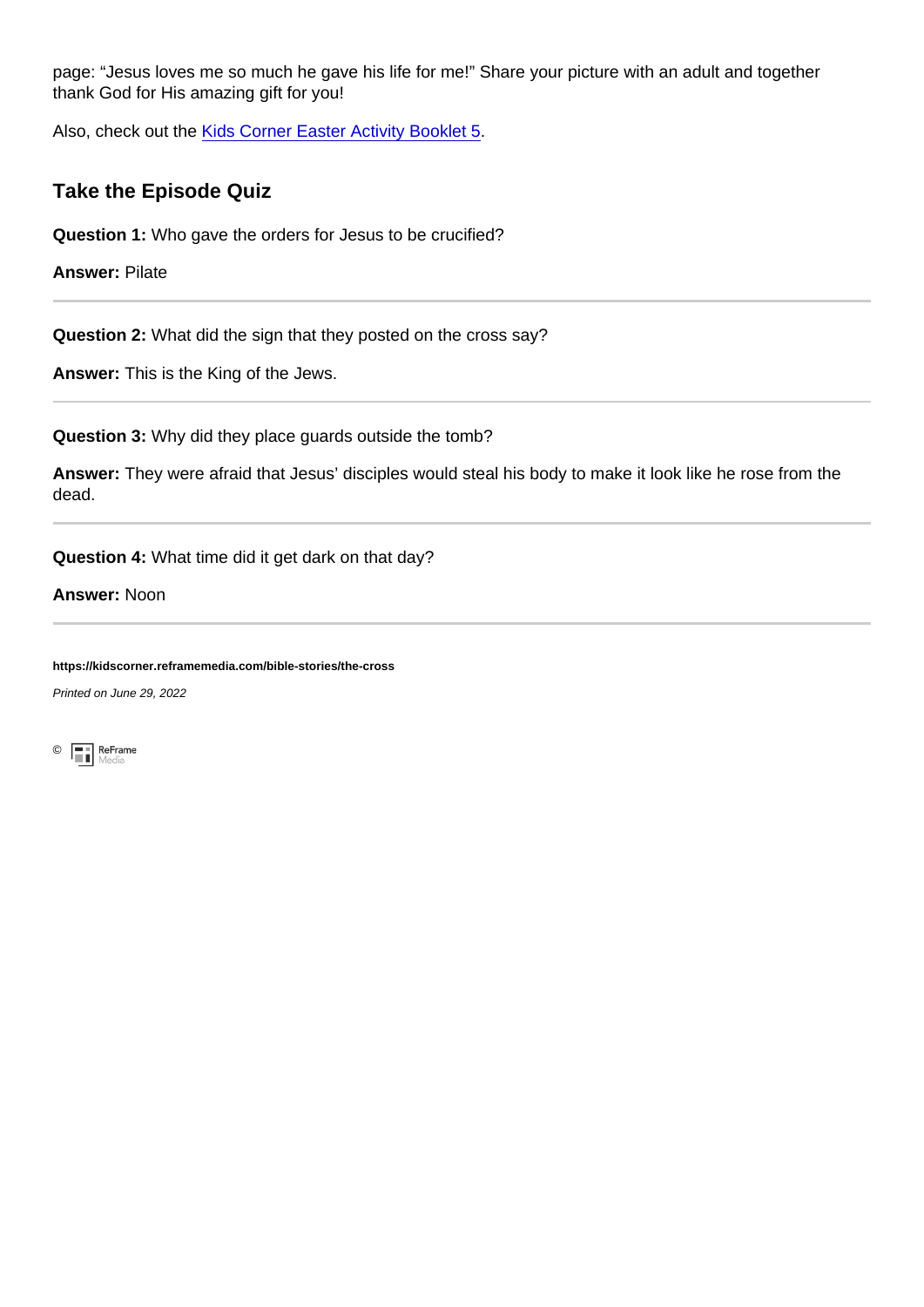page: “Jesus loves me so much he gave his life for me!” Share your picture with an adult and together thank God for His amazing gift for you!

Also, check out the [Kids Corner Easter Activity Booklet 5](#).

### Take the Episode Quiz

**Question 1:** Who gave the orders for Jesus to be crucified?

**Answer:** Pilate

---

**Question 2:** What did the sign that they posted on the cross say?

**Answer:** This is the King of the Jews.

---

**Question 3:** Why did they place guards outside the tomb?

**Answer:** They were afraid that Jesus’ disciples would steal his body to make it look like he rose from the dead.

---

**Question 4:** What time did it get dark on that day?

**Answer:** Noon

---

**https://kidscorner.reframemedia.com/bible-stories/the-cross**

*Printed on June 29, 2022*

© ReFrame Media